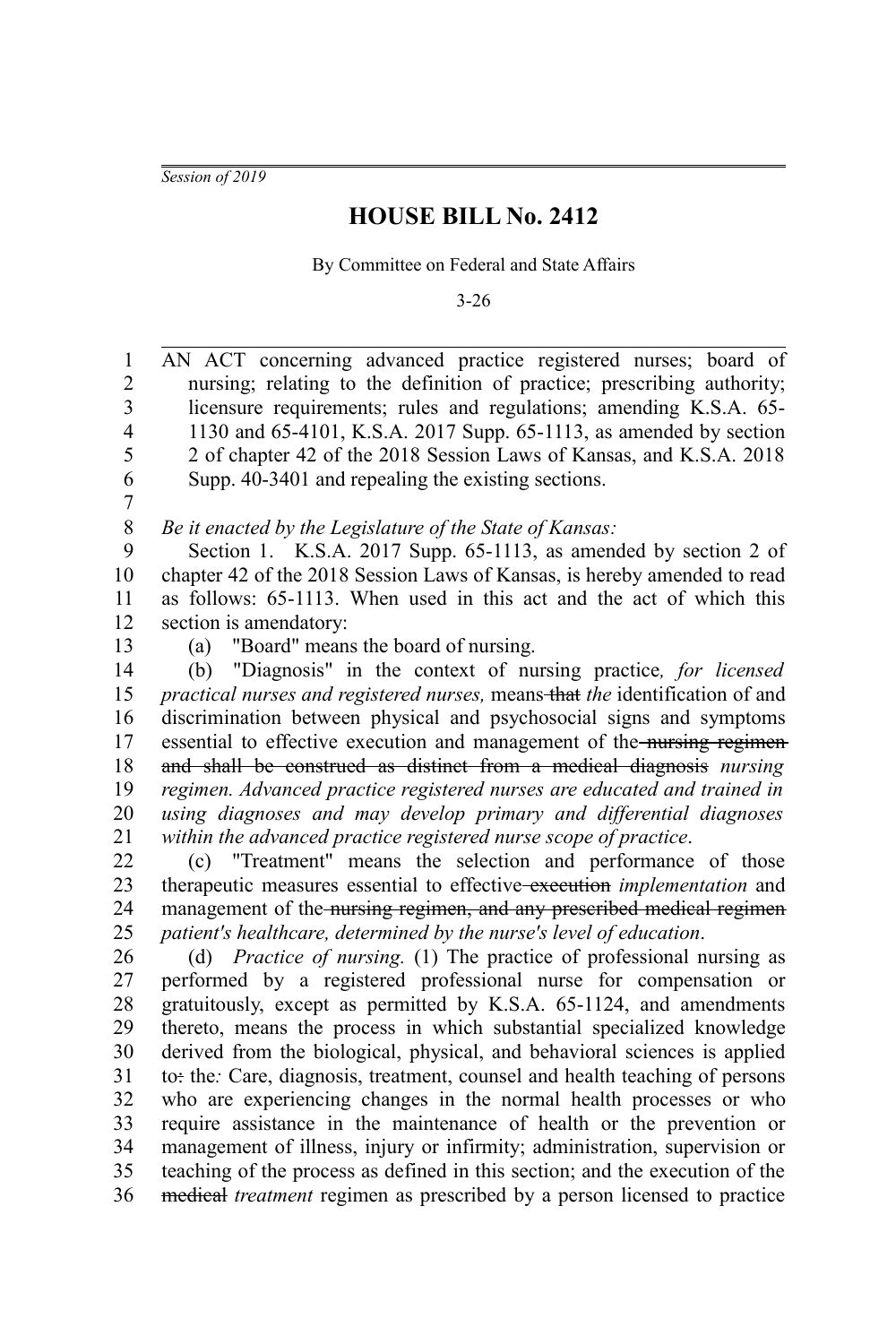*Session of 2019*

# HOUSE BILL No. 2412

By Committee on Federal and State Affairs

3-26

AN ACT concerning advanced practice registered nurses; board of nursing; relating to the definition of practice; prescribing authority; licensure requirements; rules and regulations; amending K.S.A. 65-1130 and 65-4101, K.S.A. 2017 Supp. 65-1113, as amended by section 2 of chapter 42 of the 2018 Session Laws of Kansas, and K.S.A. 2018 Supp. 40-3401 and repealing the existing sections.

*Be it enacted by the Legislature of the State of Kansas:*

Section 1. K.S.A. 2017 Supp. 65-1113, as amended by section 2 of chapter 42 of the 2018 Session Laws of Kansas, is hereby amended to read as follows: 65-1113. When used in this act and the act of which this section is amendatory:

(a) "Board" means the board of nursing.

(b) "Diagnosis" in the context of nursing practice*, for licensed practical nurses and registered nurses,* means ~~that~~ *the* identification of and discrimination between physical and psychosocial signs and symptoms essential to effective execution and management of the ~~nursing regimen and shall be construed as distinct from a medical diagnosis~~ *nursing regimen. Advanced practice registered nurses are educated and trained in using diagnoses and may develop primary and differential diagnoses within the advanced practice registered nurse scope of practice*.

(c) "Treatment" means the selection and performance of those therapeutic measures essential to effective ~~execution~~ *implementation* and management of the ~~nursing regimen, and any prescribed medical regimen~~ *patient's healthcare, determined by the nurse's level of education*.

(d) *Practice of nursing.* (1) The practice of professional nursing as performed by a registered professional nurse for compensation or gratuitously, except as permitted by K.S.A. 65-1124, and amendments thereto, means the process in which substantial specialized knowledge derived from the biological, physical, and behavioral sciences is applied to~~:~~ the*:* Care, diagnosis, treatment, counsel and health teaching of persons who are experiencing changes in the normal health processes or who require assistance in the maintenance of health or the prevention or management of illness, injury or infirmity; administration, supervision or teaching of the process as defined in this section; and the execution of the ~~medical~~ *treatment* regimen as prescribed by a person licensed to practice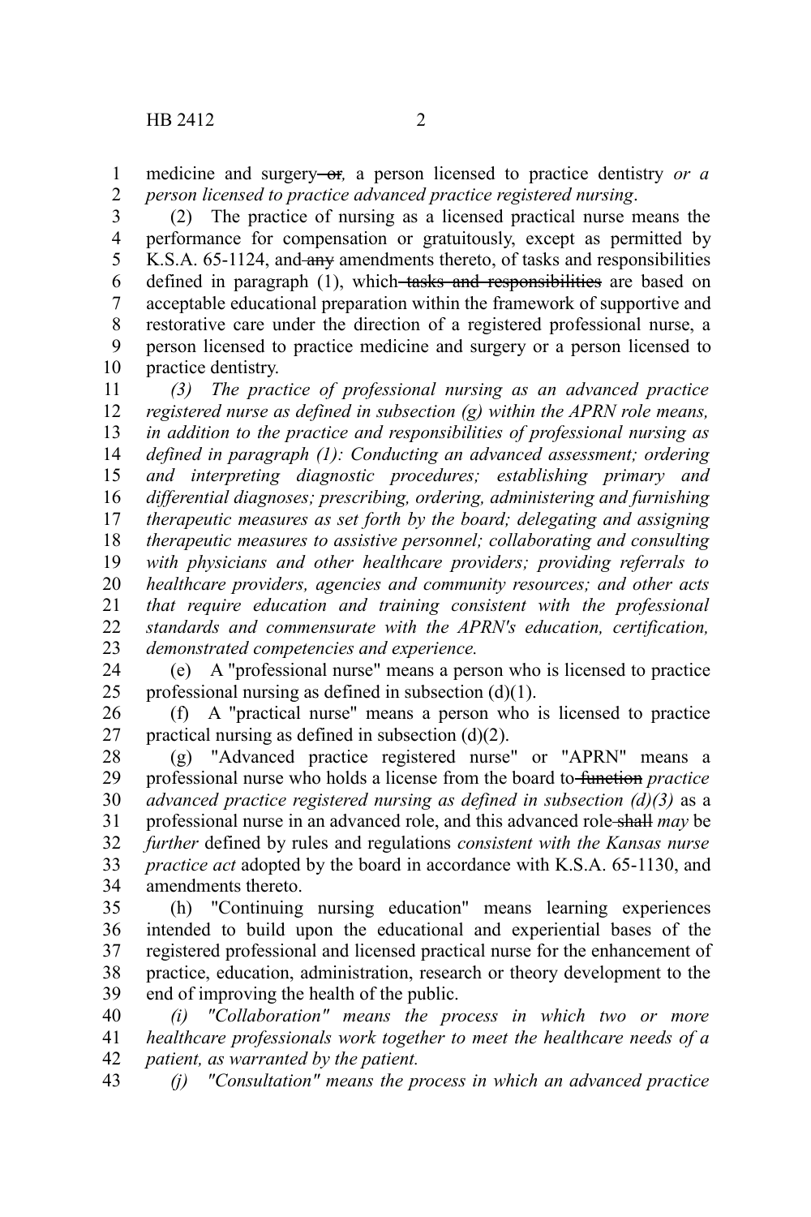medicine and surgery ~~or~~*,* a person licensed to practice dentistry *or a person licensed to practice advanced practice registered nursing*.

(2) The practice of nursing as a licensed practical nurse means the performance for compensation or gratuitously, except as permitted by K.S.A. 65-1124, and ~~any~~ amendments thereto, of tasks and responsibilities defined in paragraph (1), which ~~tasks and responsibilities~~ are based on acceptable educational preparation within the framework of supportive and restorative care under the direction of a registered professional nurse, a person licensed to practice medicine and surgery or a person licensed to practice dentistry.

*(3) The practice of professional nursing as an advanced practice registered nurse as defined in subsection (g) within the APRN role means, in addition to the practice and responsibilities of professional nursing as defined in paragraph (1): Conducting an advanced assessment; ordering and interpreting diagnostic procedures; establishing primary and differential diagnoses; prescribing, ordering, administering and furnishing therapeutic measures as set forth by the board; delegating and assigning therapeutic measures to assistive personnel; collaborating and consulting with physicians and other healthcare providers; providing referrals to healthcare providers, agencies and community resources; and other acts that require education and training consistent with the professional standards and commensurate with the APRN's education, certification, demonstrated competencies and experience.*

(e) A "professional nurse" means a person who is licensed to practice professional nursing as defined in subsection (d)(1).

(f) A "practical nurse" means a person who is licensed to practice practical nursing as defined in subsection (d)(2).

(g) "Advanced practice registered nurse" or "APRN" means a professional nurse who holds a license from the board to ~~function~~ *practice advanced practice registered nursing as defined in subsection (d)(3)* as a professional nurse in an advanced role, and this advanced role ~~shall~~ *may* be *further* defined by rules and regulations *consistent with the Kansas nurse practice act* adopted by the board in accordance with K.S.A. 65-1130, and amendments thereto.

(h) "Continuing nursing education" means learning experiences intended to build upon the educational and experiential bases of the registered professional and licensed practical nurse for the enhancement of practice, education, administration, research or theory development to the end of improving the health of the public.

*(i) "Collaboration" means the process in which two or more healthcare professionals work together to meet the healthcare needs of a patient, as warranted by the patient.*

*(j) "Consultation" means the process in which an advanced practice*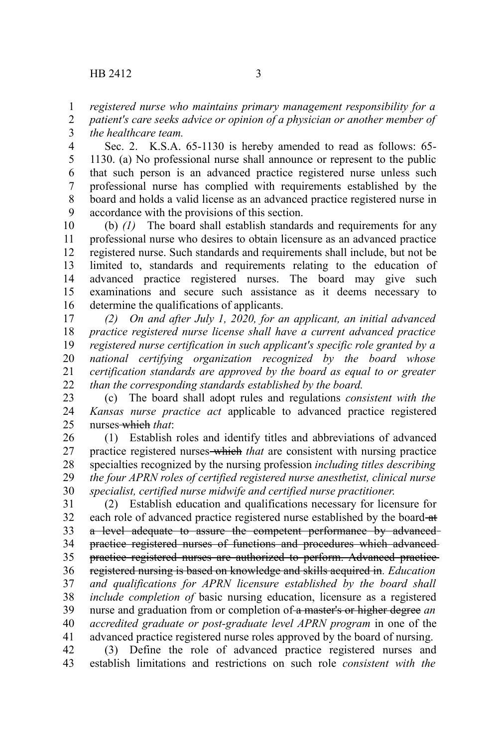*registered nurse who maintains primary management responsibility for a patient's care seeks advice or opinion of a physician or another member of the healthcare team.*

Sec. 2. K.S.A. 65-1130 is hereby amended to read as follows: 65-1130. (a) No professional nurse shall announce or represent to the public that such person is an advanced practice registered nurse unless such professional nurse has complied with requirements established by the board and holds a valid license as an advanced practice registered nurse in accordance with the provisions of this section.

(b) *(1)* The board shall establish standards and requirements for any professional nurse who desires to obtain licensure as an advanced practice registered nurse. Such standards and requirements shall include, but not be limited to, standards and requirements relating to the education of advanced practice registered nurses. The board may give such examinations and secure such assistance as it deems necessary to determine the qualifications of applicants.

*(2) On and after July 1, 2020, for an applicant, an initial advanced practice registered nurse license shall have a current advanced practice registered nurse certification in such applicant's specific role granted by a national certifying organization recognized by the board whose certification standards are approved by the board as equal to or greater than the corresponding standards established by the board.*

(c) The board shall adopt rules and regulations *consistent with the Kansas nurse practice act* applicable to advanced practice registered nurses ~~which~~ *that*:

(1) Establish roles and identify titles and abbreviations of advanced practice registered nurses ~~which~~ *that* are consistent with nursing practice specialties recognized by the nursing profession *including titles describing the four APRN roles of certified registered nurse anesthetist, clinical nurse specialist, certified nurse midwife and certified nurse practitioner.*

(2) Establish education and qualifications necessary for licensure for each role of advanced practice registered nurse established by the board ~~at a level adequate to assure the competent performance by advanced practice registered nurses of functions and procedures which advanced practice registered nurses are authorized to perform. Advanced practice registered nursing is based on knowledge and skills acquired in~~*. Education and qualifications for APRN licensure established by the board shall include completion of* basic nursing education, licensure as a registered nurse and graduation from or completion of ~~a master's or higher degree~~ *an accredited graduate or post-graduate level APRN program* in one of the advanced practice registered nurse roles approved by the board of nursing.

(3) Define the role of advanced practice registered nurses and establish limitations and restrictions on such role *consistent with the*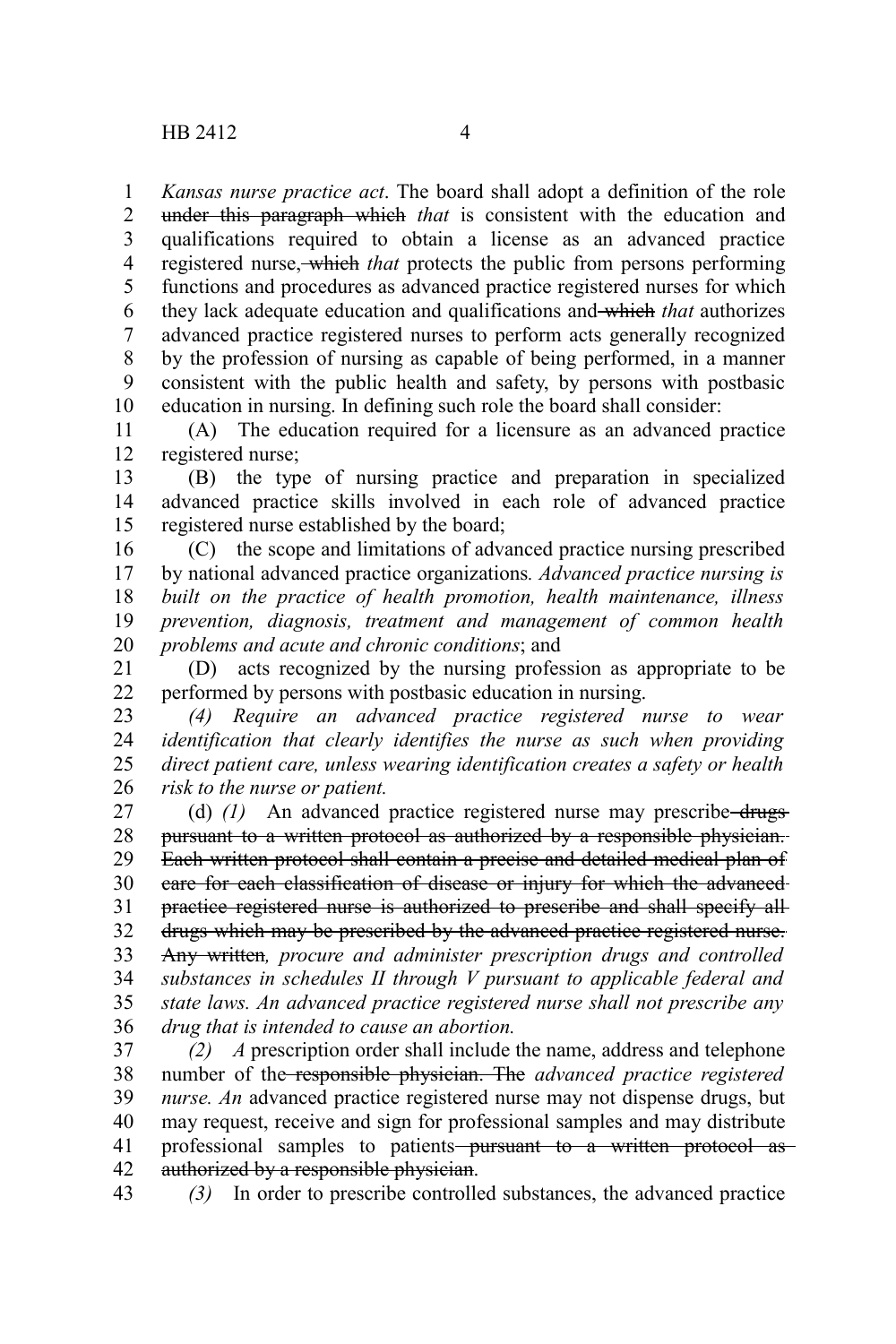*Kansas nurse practice act*. The board shall adopt a definition of the role ~~under this paragraph which~~ *that* is consistent with the education and qualifications required to obtain a license as an advanced practice registered nurse~~, which~~ *that* protects the public from persons performing functions and procedures as advanced practice registered nurses for which they lack adequate education and qualifications and ~~which~~ *that* authorizes advanced practice registered nurses to perform acts generally recognized by the profession of nursing as capable of being performed, in a manner consistent with the public health and safety, by persons with postbasic education in nursing. In defining such role the board shall consider:

(A) The education required for a licensure as an advanced practice registered nurse;

(B) the type of nursing practice and preparation in specialized advanced practice skills involved in each role of advanced practice registered nurse established by the board;

(C) the scope and limitations of advanced practice nursing prescribed by national advanced practice organizations. *Advanced practice nursing is built on the practice of health promotion, health maintenance, illness prevention, diagnosis, treatment and management of common health problems and acute and chronic conditions*; and

(D) acts recognized by the nursing profession as appropriate to be performed by persons with postbasic education in nursing.

*(4) Require an advanced practice registered nurse to wear identification that clearly identifies the nurse as such when providing direct patient care, unless wearing identification creates a safety or health risk to the nurse or patient.*

(d) *(1)* An advanced practice registered nurse may prescribe ~~drugs pursuant to a written protocol as authorized by a responsible physician. Each written protocol shall contain a precise and detailed medical plan of care for each classification of disease or injury for which the advanced practice registered nurse is authorized to prescribe and shall specify all drugs which may be prescribed by the advanced practice registered nurse. Any written~~*, procure and administer prescription drugs and controlled substances in schedules II through V pursuant to applicable federal and state laws. An advanced practice registered nurse shall not prescribe any drug that is intended to cause an abortion.*

*(2) A* prescription order shall include the name, address and telephone number of the ~~responsible physician. The~~ *advanced practice registered nurse. An* advanced practice registered nurse may not dispense drugs, but may request, receive and sign for professional samples and may distribute professional samples to patients ~~pursuant to a written protocol as authorized by a responsible physician~~.

*(3)* In order to prescribe controlled substances, the advanced practice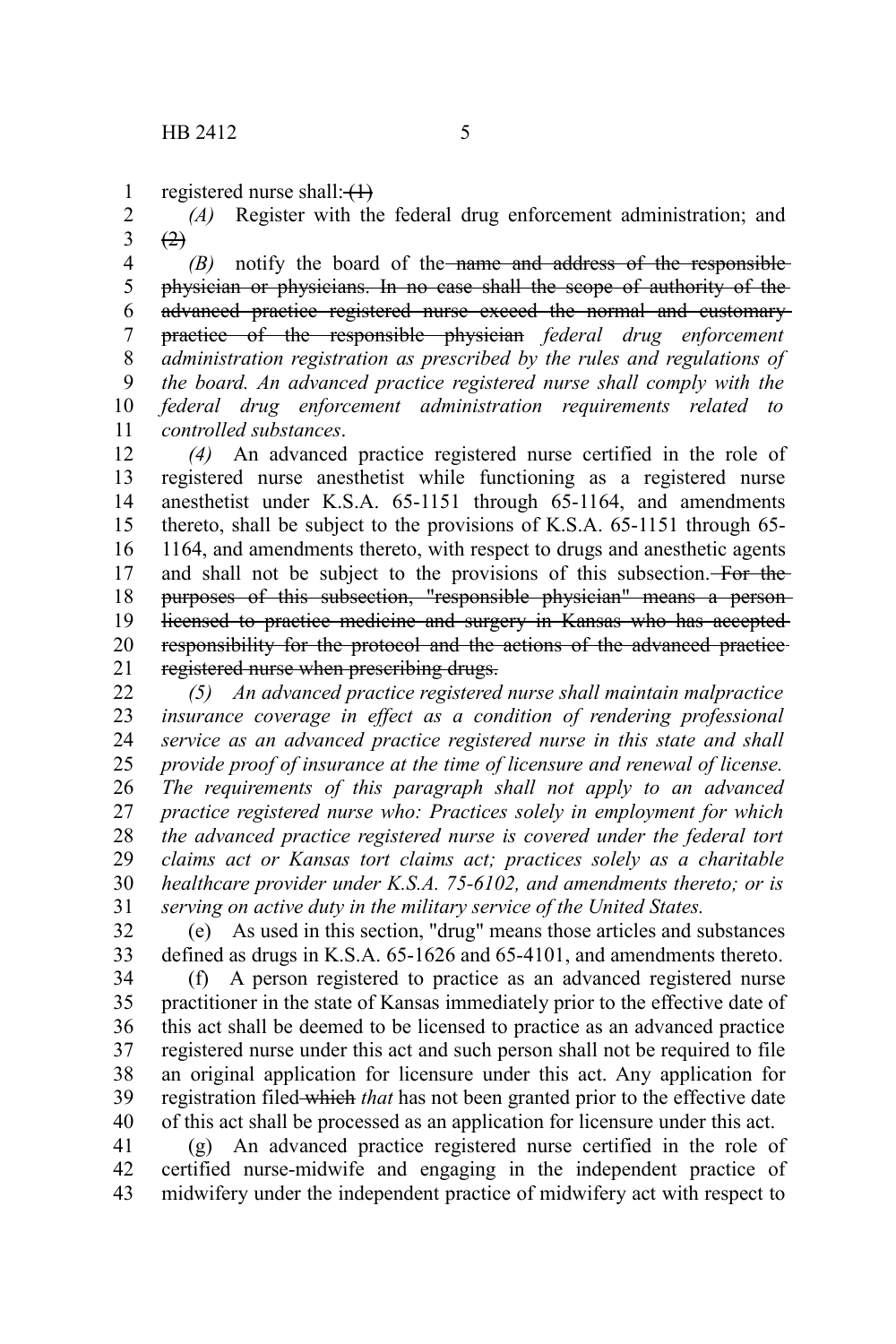registered nurse shall: ~~(1)~~

*(A)* Register with the federal drug enforcement administration; and ~~(2)~~

*(B)* notify the board of the ~~name and address of the responsible physician or physicians. In no case shall the scope of authority of the advanced practice registered nurse exceed the normal and customary practice of the responsible physician~~ *federal drug enforcement administration registration as prescribed by the rules and regulations of the board. An advanced practice registered nurse shall comply with the federal drug enforcement administration requirements related to controlled substances*.

*(4)* An advanced practice registered nurse certified in the role of registered nurse anesthetist while functioning as a registered nurse anesthetist under K.S.A. 65-1151 through 65-1164, and amendments thereto, shall be subject to the provisions of K.S.A. 65-1151 through 65-1164, and amendments thereto, with respect to drugs and anesthetic agents and shall not be subject to the provisions of this subsection. ~~For the purposes of this subsection, "responsible physician" means a person licensed to practice medicine and surgery in Kansas who has accepted responsibility for the protocol and the actions of the advanced practice registered nurse when prescribing drugs.~~

*(5) An advanced practice registered nurse shall maintain malpractice insurance coverage in effect as a condition of rendering professional service as an advanced practice registered nurse in this state and shall provide proof of insurance at the time of licensure and renewal of license. The requirements of this paragraph shall not apply to an advanced practice registered nurse who: Practices solely in employment for which the advanced practice registered nurse is covered under the federal tort claims act or Kansas tort claims act; practices solely as a charitable healthcare provider under K.S.A. 75-6102, and amendments thereto; or is serving on active duty in the military service of the United States.*

(e) As used in this section, "drug" means those articles and substances defined as drugs in K.S.A. 65-1626 and 65-4101, and amendments thereto.

(f) A person registered to practice as an advanced registered nurse practitioner in the state of Kansas immediately prior to the effective date of this act shall be deemed to be licensed to practice as an advanced practice registered nurse under this act and such person shall not be required to file an original application for licensure under this act. Any application for registration filed ~~which~~ *that* has not been granted prior to the effective date of this act shall be processed as an application for licensure under this act.

(g) An advanced practice registered nurse certified in the role of certified nurse-midwife and engaging in the independent practice of midwifery under the independent practice of midwifery act with respect to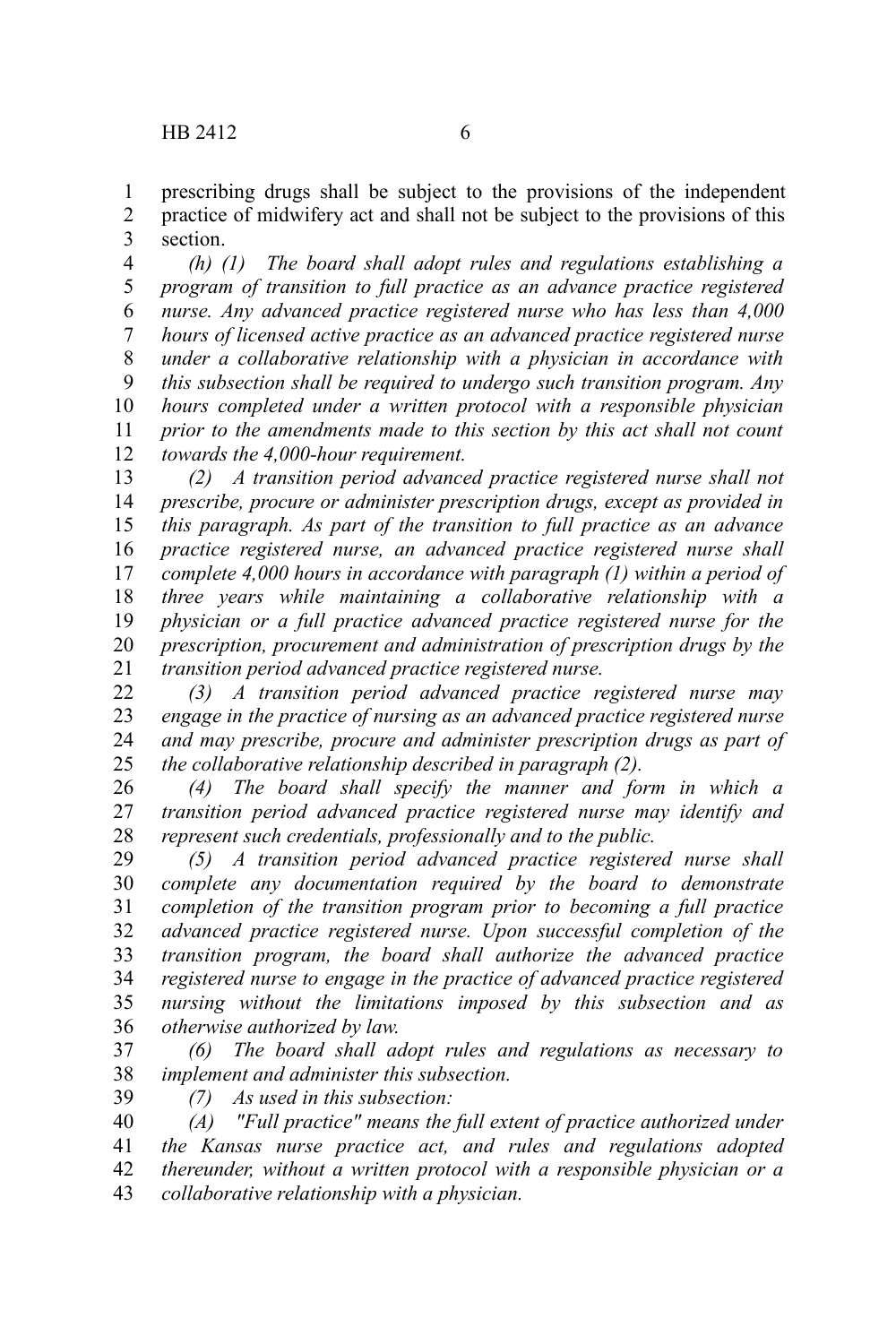prescribing drugs shall be subject to the provisions of the independent practice of midwifery act and shall not be subject to the provisions of this section.

*(h) (1) The board shall adopt rules and regulations establishing a program of transition to full practice as an advance practice registered nurse. Any advanced practice registered nurse who has less than 4,000 hours of licensed active practice as an advanced practice registered nurse under a collaborative relationship with a physician in accordance with this subsection shall be required to undergo such transition program. Any hours completed under a written protocol with a responsible physician prior to the amendments made to this section by this act shall not count towards the 4,000-hour requirement.*

*(2) A transition period advanced practice registered nurse shall not prescribe, procure or administer prescription drugs, except as provided in this paragraph. As part of the transition to full practice as an advance practice registered nurse, an advanced practice registered nurse shall complete 4,000 hours in accordance with paragraph (1) within a period of three years while maintaining a collaborative relationship with a physician or a full practice advanced practice registered nurse for the prescription, procurement and administration of prescription drugs by the transition period advanced practice registered nurse.*

*(3) A transition period advanced practice registered nurse may engage in the practice of nursing as an advanced practice registered nurse and may prescribe, procure and administer prescription drugs as part of the collaborative relationship described in paragraph (2).*

*(4) The board shall specify the manner and form in which a transition period advanced practice registered nurse may identify and represent such credentials, professionally and to the public.*

*(5) A transition period advanced practice registered nurse shall complete any documentation required by the board to demonstrate completion of the transition program prior to becoming a full practice advanced practice registered nurse. Upon successful completion of the transition program, the board shall authorize the advanced practice registered nurse to engage in the practice of advanced practice registered nursing without the limitations imposed by this subsection and as otherwise authorized by law.*

*(6) The board shall adopt rules and regulations as necessary to implement and administer this subsection.*

*(7) As used in this subsection:*

*(A) "Full practice" means the full extent of practice authorized under the Kansas nurse practice act, and rules and regulations adopted thereunder, without a written protocol with a responsible physician or a collaborative relationship with a physician.*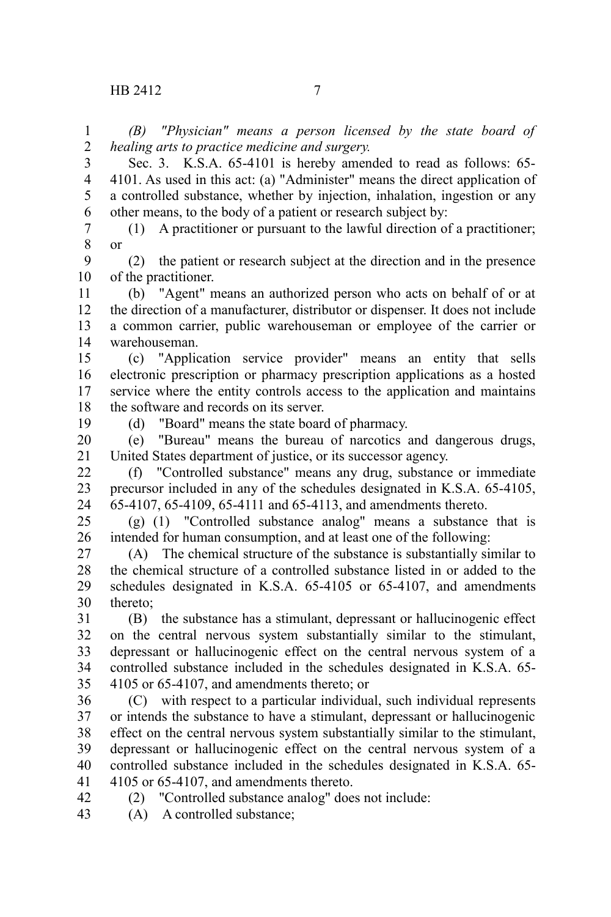*(B) "Physician" means a person licensed by the state board of healing arts to practice medicine and surgery.*

Sec. 3. K.S.A. 65-4101 is hereby amended to read as follows: 65-4101. As used in this act: (a) "Administer" means the direct application of a controlled substance, whether by injection, inhalation, ingestion or any other means, to the body of a patient or research subject by:

(1) A practitioner or pursuant to the lawful direction of a practitioner; or

(2) the patient or research subject at the direction and in the presence of the practitioner.

(b) "Agent" means an authorized person who acts on behalf of or at the direction of a manufacturer, distributor or dispenser. It does not include a common carrier, public warehouseman or employee of the carrier or warehouseman.

(c) "Application service provider" means an entity that sells electronic prescription or pharmacy prescription applications as a hosted service where the entity controls access to the application and maintains the software and records on its server.

(d) "Board" means the state board of pharmacy.

(e) "Bureau" means the bureau of narcotics and dangerous drugs, United States department of justice, or its successor agency.

(f) "Controlled substance" means any drug, substance or immediate precursor included in any of the schedules designated in K.S.A. 65-4105, 65-4107, 65-4109, 65-4111 and 65-4113, and amendments thereto.

(g) (1) "Controlled substance analog" means a substance that is intended for human consumption, and at least one of the following:

(A) The chemical structure of the substance is substantially similar to the chemical structure of a controlled substance listed in or added to the schedules designated in K.S.A. 65-4105 or 65-4107, and amendments thereto;

(B) the substance has a stimulant, depressant or hallucinogenic effect on the central nervous system substantially similar to the stimulant, depressant or hallucinogenic effect on the central nervous system of a controlled substance included in the schedules designated in K.S.A. 65-4105 or 65-4107, and amendments thereto; or

(C) with respect to a particular individual, such individual represents or intends the substance to have a stimulant, depressant or hallucinogenic effect on the central nervous system substantially similar to the stimulant, depressant or hallucinogenic effect on the central nervous system of a controlled substance included in the schedules designated in K.S.A. 65-4105 or 65-4107, and amendments thereto.

(2) "Controlled substance analog" does not include:

(A) A controlled substance;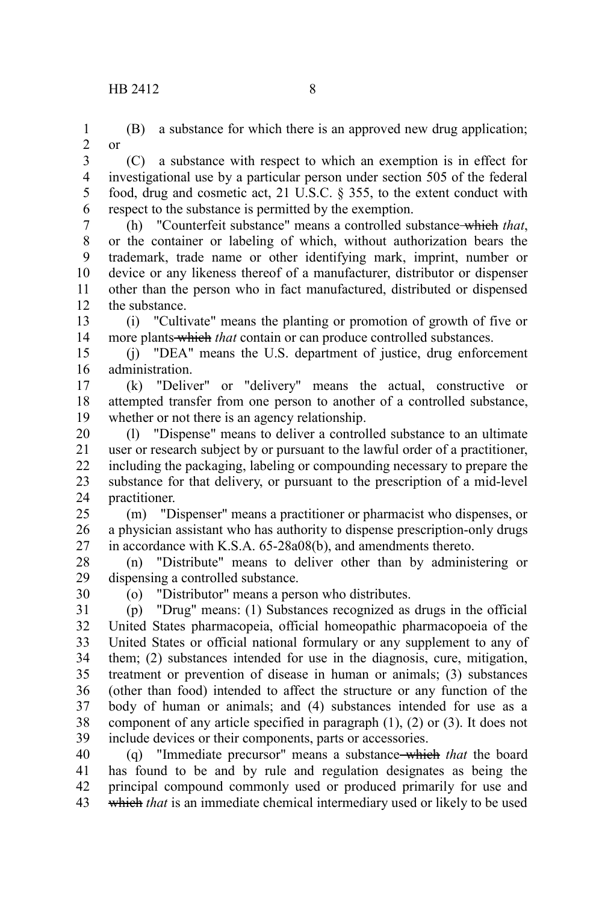(B) a substance for which there is an approved new drug application; or

(C) a substance with respect to which an exemption is in effect for investigational use by a particular person under section 505 of the federal food, drug and cosmetic act, 21 U.S.C. § 355, to the extent conduct with respect to the substance is permitted by the exemption.

(h) "Counterfeit substance" means a controlled substance ~~which~~ *that*, or the container or labeling of which, without authorization bears the trademark, trade name or other identifying mark, imprint, number or device or any likeness thereof of a manufacturer, distributor or dispenser other than the person who in fact manufactured, distributed or dispensed the substance.

(i) "Cultivate" means the planting or promotion of growth of five or more plants ~~which~~ *that* contain or can produce controlled substances.

(j) "DEA" means the U.S. department of justice, drug enforcement administration.

(k) "Deliver" or "delivery" means the actual, constructive or attempted transfer from one person to another of a controlled substance, whether or not there is an agency relationship.

(l) "Dispense" means to deliver a controlled substance to an ultimate user or research subject by or pursuant to the lawful order of a practitioner, including the packaging, labeling or compounding necessary to prepare the substance for that delivery, or pursuant to the prescription of a mid-level practitioner.

(m) "Dispenser" means a practitioner or pharmacist who dispenses, or a physician assistant who has authority to dispense prescription-only drugs in accordance with K.S.A. 65-28a08(b), and amendments thereto.

(n) "Distribute" means to deliver other than by administering or dispensing a controlled substance.

(o) "Distributor" means a person who distributes.

(p) "Drug" means: (1) Substances recognized as drugs in the official United States pharmacopeia, official homeopathic pharmacopoeia of the United States or official national formulary or any supplement to any of them; (2) substances intended for use in the diagnosis, cure, mitigation, treatment or prevention of disease in human or animals; (3) substances (other than food) intended to affect the structure or any function of the body of human or animals; and (4) substances intended for use as a component of any article specified in paragraph (1), (2) or (3). It does not include devices or their components, parts or accessories.

(q) "Immediate precursor" means a substance ~~which~~ *that* the board has found to be and by rule and regulation designates as being the principal compound commonly used or produced primarily for use and ~~which~~ *that* is an immediate chemical intermediary used or likely to be used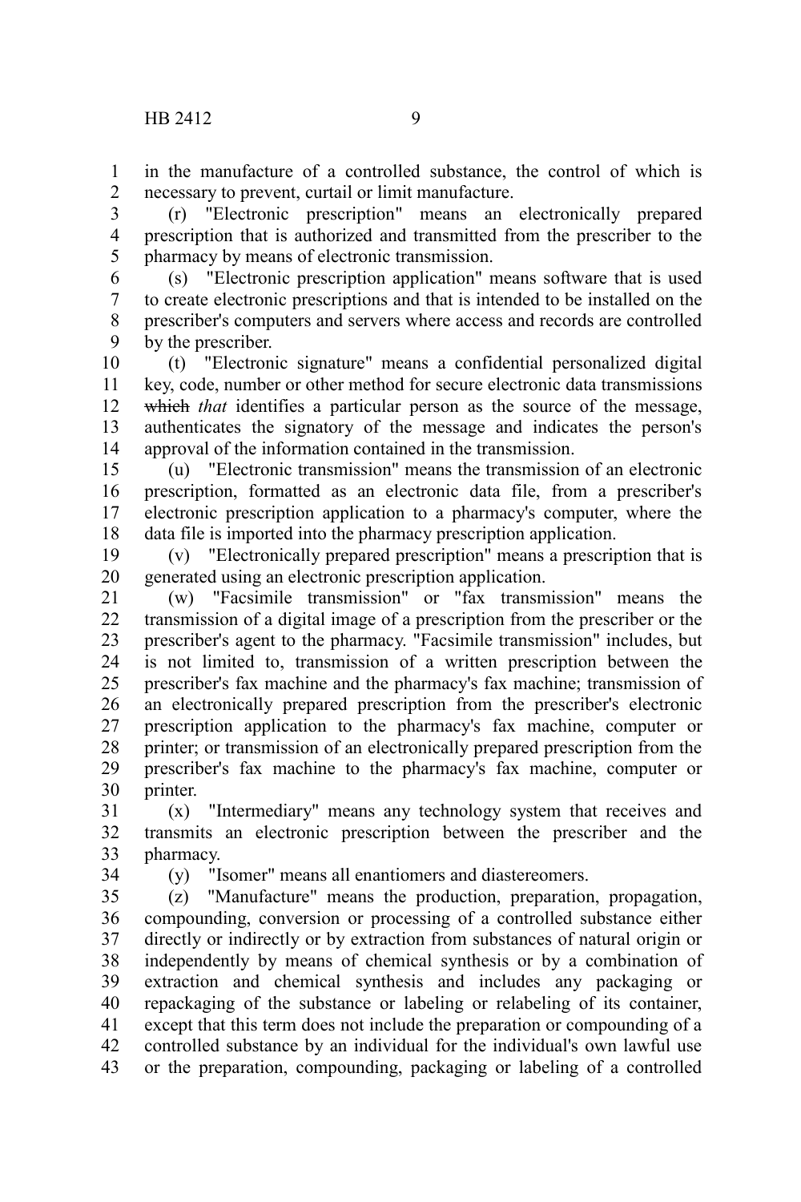in the manufacture of a controlled substance, the control of which is necessary to prevent, curtail or limit manufacture.

(r) "Electronic prescription" means an electronically prepared prescription that is authorized and transmitted from the prescriber to the pharmacy by means of electronic transmission.

(s) "Electronic prescription application" means software that is used to create electronic prescriptions and that is intended to be installed on the prescriber's computers and servers where access and records are controlled by the prescriber.

(t) "Electronic signature" means a confidential personalized digital key, code, number or other method for secure electronic data transmissions ~~which~~ *that* identifies a particular person as the source of the message, authenticates the signatory of the message and indicates the person's approval of the information contained in the transmission.

(u) "Electronic transmission" means the transmission of an electronic prescription, formatted as an electronic data file, from a prescriber's electronic prescription application to a pharmacy's computer, where the data file is imported into the pharmacy prescription application.

(v) "Electronically prepared prescription" means a prescription that is generated using an electronic prescription application.

(w) "Facsimile transmission" or "fax transmission" means the transmission of a digital image of a prescription from the prescriber or the prescriber's agent to the pharmacy. "Facsimile transmission" includes, but is not limited to, transmission of a written prescription between the prescriber's fax machine and the pharmacy's fax machine; transmission of an electronically prepared prescription from the prescriber's electronic prescription application to the pharmacy's fax machine, computer or printer; or transmission of an electronically prepared prescription from the prescriber's fax machine to the pharmacy's fax machine, computer or printer.

(x) "Intermediary" means any technology system that receives and transmits an electronic prescription between the prescriber and the pharmacy.

(y) "Isomer" means all enantiomers and diastereomers.

(z) "Manufacture" means the production, preparation, propagation, compounding, conversion or processing of a controlled substance either directly or indirectly or by extraction from substances of natural origin or independently by means of chemical synthesis or by a combination of extraction and chemical synthesis and includes any packaging or repackaging of the substance or labeling or relabeling of its container, except that this term does not include the preparation or compounding of a controlled substance by an individual for the individual's own lawful use or the preparation, compounding, packaging or labeling of a controlled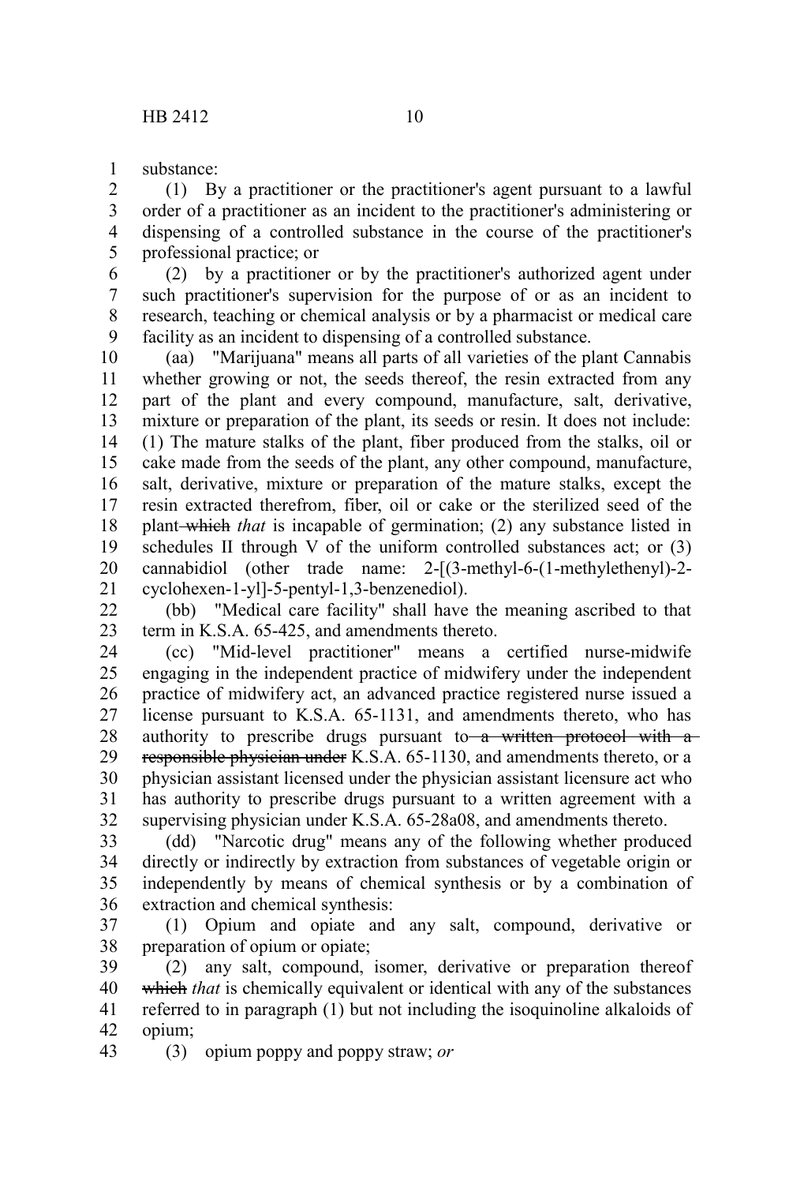substance:

(1) By a practitioner or the practitioner's agent pursuant to a lawful order of a practitioner as an incident to the practitioner's administering or dispensing of a controlled substance in the course of the practitioner's professional practice; or

(2) by a practitioner or by the practitioner's authorized agent under such practitioner's supervision for the purpose of or as an incident to research, teaching or chemical analysis or by a pharmacist or medical care facility as an incident to dispensing of a controlled substance.

(aa) "Marijuana" means all parts of all varieties of the plant Cannabis whether growing or not, the seeds thereof, the resin extracted from any part of the plant and every compound, manufacture, salt, derivative, mixture or preparation of the plant, its seeds or resin. It does not include: (1) The mature stalks of the plant, fiber produced from the stalks, oil or cake made from the seeds of the plant, any other compound, manufacture, salt, derivative, mixture or preparation of the mature stalks, except the resin extracted therefrom, fiber, oil or cake or the sterilized seed of the plant ~~which~~ *that* is incapable of germination; (2) any substance listed in schedules II through V of the uniform controlled substances act; or (3) cannabidiol (other trade name: 2-[(3-methyl-6-(1-methylethenyl)-2-cyclohexen-1-yl]-5-pentyl-1,3-benzenediol).

(bb) "Medical care facility" shall have the meaning ascribed to that term in K.S.A. 65-425, and amendments thereto.

(cc) "Mid-level practitioner" means a certified nurse-midwife engaging in the independent practice of midwifery under the independent practice of midwifery act, an advanced practice registered nurse issued a license pursuant to K.S.A. 65-1131, and amendments thereto, who has authority to prescribe drugs pursuant to ~~a written protocol with a responsible physician under~~ K.S.A. 65-1130, and amendments thereto, or a physician assistant licensed under the physician assistant licensure act who has authority to prescribe drugs pursuant to a written agreement with a supervising physician under K.S.A. 65-28a08, and amendments thereto.

(dd) "Narcotic drug" means any of the following whether produced directly or indirectly by extraction from substances of vegetable origin or independently by means of chemical synthesis or by a combination of extraction and chemical synthesis:

(1) Opium and opiate and any salt, compound, derivative or preparation of opium or opiate;

(2) any salt, compound, isomer, derivative or preparation thereof ~~which~~ *that* is chemically equivalent or identical with any of the substances referred to in paragraph (1) but not including the isoquinoline alkaloids of opium;

(3) opium poppy and poppy straw; *or*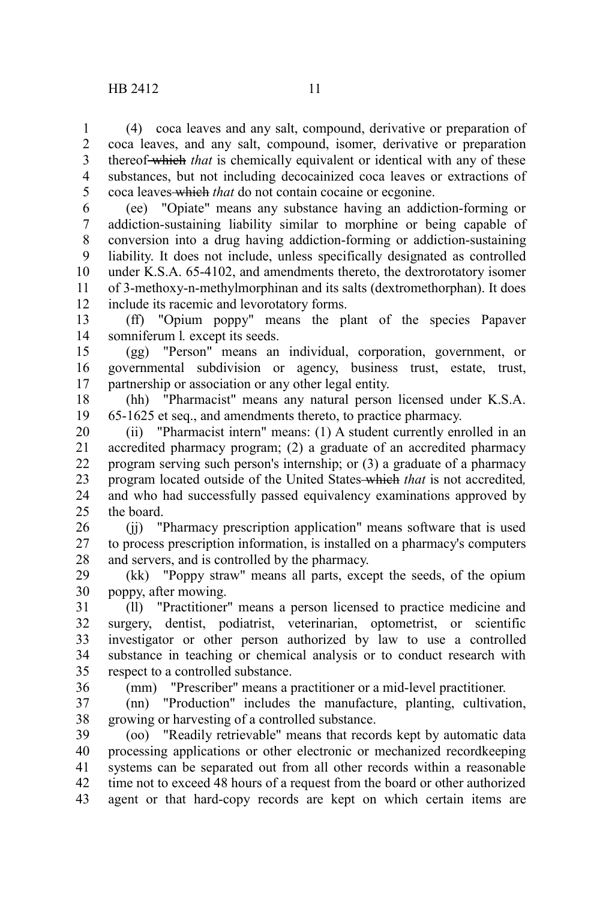(4) coca leaves and any salt, compound, derivative or preparation of coca leaves, and any salt, compound, isomer, derivative or preparation thereof ~~which~~ *that* is chemically equivalent or identical with any of these substances, but not including decocainized coca leaves or extractions of coca leaves ~~which~~ *that* do not contain cocaine or ecgonine.

(ee) "Opiate" means any substance having an addiction-forming or addiction-sustaining liability similar to morphine or being capable of conversion into a drug having addiction-forming or addiction-sustaining liability. It does not include, unless specifically designated as controlled under K.S.A. 65-4102, and amendments thereto, the dextrorotatory isomer of 3-methoxy-n-methylmorphinan and its salts (dextromethorphan). It does include its racemic and levorotatory forms.

(ff) "Opium poppy" means the plant of the species Papaver somniferum l. except its seeds.

(gg) "Person" means an individual, corporation, government, or governmental subdivision or agency, business trust, estate, trust, partnership or association or any other legal entity.

(hh) "Pharmacist" means any natural person licensed under K.S.A. 65-1625 et seq., and amendments thereto, to practice pharmacy.

(ii) "Pharmacist intern" means: (1) A student currently enrolled in an accredited pharmacy program; (2) a graduate of an accredited pharmacy program serving such person's internship; or (3) a graduate of a pharmacy program located outside of the United States ~~which~~ *that* is not accredited*,* and who had successfully passed equivalency examinations approved by the board.

(jj) "Pharmacy prescription application" means software that is used to process prescription information, is installed on a pharmacy's computers and servers, and is controlled by the pharmacy.

(kk) "Poppy straw" means all parts, except the seeds, of the opium poppy, after mowing.

(ll) "Practitioner" means a person licensed to practice medicine and surgery, dentist, podiatrist, veterinarian, optometrist, or scientific investigator or other person authorized by law to use a controlled substance in teaching or chemical analysis or to conduct research with respect to a controlled substance.

(mm) "Prescriber" means a practitioner or a mid-level practitioner.

(nn) "Production" includes the manufacture, planting, cultivation, growing or harvesting of a controlled substance.

(oo) "Readily retrievable" means that records kept by automatic data processing applications or other electronic or mechanized recordkeeping systems can be separated out from all other records within a reasonable time not to exceed 48 hours of a request from the board or other authorized agent or that hard-copy records are kept on which certain items are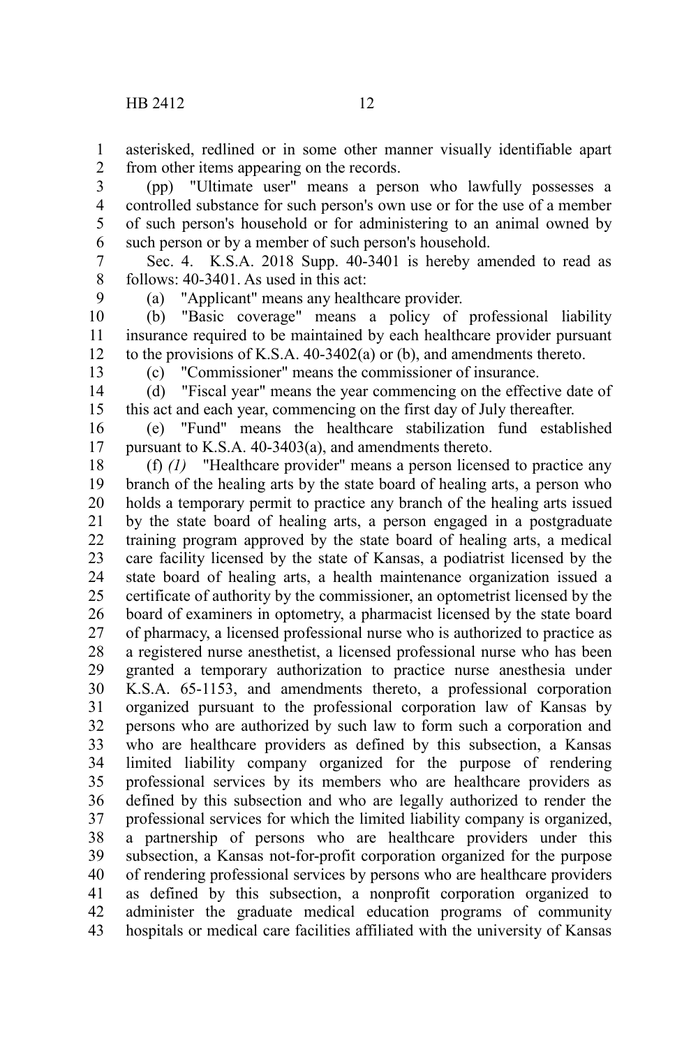asterisked, redlined or in some other manner visually identifiable apart from other items appearing on the records.

(pp) "Ultimate user" means a person who lawfully possesses a controlled substance for such person's own use or for the use of a member of such person's household or for administering to an animal owned by such person or by a member of such person's household.

Sec. 4. K.S.A. 2018 Supp. 40-3401 is hereby amended to read as follows: 40-3401. As used in this act:

(a) "Applicant" means any healthcare provider.

(b) "Basic coverage" means a policy of professional liability insurance required to be maintained by each healthcare provider pursuant to the provisions of K.S.A. 40-3402(a) or (b), and amendments thereto.

(c) "Commissioner" means the commissioner of insurance.

(d) "Fiscal year" means the year commencing on the effective date of this act and each year, commencing on the first day of July thereafter.

(e) "Fund" means the healthcare stabilization fund established pursuant to K.S.A. 40-3403(a), and amendments thereto.

(f) *(1)* "Healthcare provider" means a person licensed to practice any branch of the healing arts by the state board of healing arts, a person who holds a temporary permit to practice any branch of the healing arts issued by the state board of healing arts, a person engaged in a postgraduate training program approved by the state board of healing arts, a medical care facility licensed by the state of Kansas, a podiatrist licensed by the state board of healing arts, a health maintenance organization issued a certificate of authority by the commissioner, an optometrist licensed by the board of examiners in optometry, a pharmacist licensed by the state board of pharmacy, a licensed professional nurse who is authorized to practice as a registered nurse anesthetist, a licensed professional nurse who has been granted a temporary authorization to practice nurse anesthesia under K.S.A. 65-1153, and amendments thereto, a professional corporation organized pursuant to the professional corporation law of Kansas by persons who are authorized by such law to form such a corporation and who are healthcare providers as defined by this subsection, a Kansas limited liability company organized for the purpose of rendering professional services by its members who are healthcare providers as defined by this subsection and who are legally authorized to render the professional services for which the limited liability company is organized, a partnership of persons who are healthcare providers under this subsection, a Kansas not-for-profit corporation organized for the purpose of rendering professional services by persons who are healthcare providers as defined by this subsection, a nonprofit corporation organized to administer the graduate medical education programs of community hospitals or medical care facilities affiliated with the university of Kansas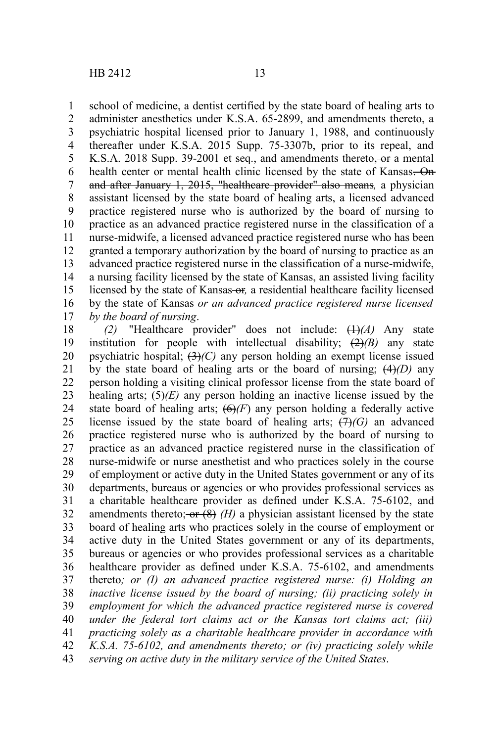school of medicine, a dentist certified by the state board of healing arts to administer anesthetics under K.S.A. 65-2899, and amendments thereto, a psychiatric hospital licensed prior to January 1, 1988, and continuously thereafter under K.S.A. 2015 Supp. 75-3307b, prior to its repeal, and K.S.A. 2018 Supp. 39-2001 et seq., and amendments thereto, ~~or~~ a mental health center or mental health clinic licensed by the state of Kansas~~. On and after January 1, 2015, "healthcare provider" also means~~*,* a physician assistant licensed by the state board of healing arts, a licensed advanced practice registered nurse who is authorized by the board of nursing to practice as an advanced practice registered nurse in the classification of a nurse-midwife, a licensed advanced practice registered nurse who has been granted a temporary authorization by the board of nursing to practice as an advanced practice registered nurse in the classification of a nurse-midwife, a nursing facility licensed by the state of Kansas, an assisted living facility licensed by the state of Kansas ~~or~~*,* a residential healthcare facility licensed by the state of Kansas *or an advanced practice registered nurse licensed by the board of nursing*.

*(2)* "Healthcare provider" does not include: ~~(1)~~*(A)* Any state institution for people with intellectual disability; ~~(2)~~*(B)* any state psychiatric hospital; ~~(3)~~*(C)* any person holding an exempt license issued by the state board of healing arts or the board of nursing; ~~(4)~~*(D)* any person holding a visiting clinical professor license from the state board of healing arts; ~~(5)~~*(E)* any person holding an inactive license issued by the state board of healing arts; ~~(6)~~*(F*) any person holding a federally active license issued by the state board of healing arts; ~~(7)~~*(G)* an advanced practice registered nurse who is authorized by the board of nursing to practice as an advanced practice registered nurse in the classification of nurse-midwife or nurse anesthetist and who practices solely in the course of employment or active duty in the United States government or any of its departments, bureaus or agencies or who provides professional services as a charitable healthcare provider as defined under K.S.A. 75-6102, and amendments thereto; ~~or (8)~~ *(H)* a physician assistant licensed by the state board of healing arts who practices solely in the course of employment or active duty in the United States government or any of its departments, bureaus or agencies or who provides professional services as a charitable healthcare provider as defined under K.S.A. 75-6102, and amendments thereto*; or (I) an advanced practice registered nurse: (i) Holding an inactive license issued by the board of nursing; (ii) practicing solely in employment for which the advanced practice registered nurse is covered under the federal tort claims act or the Kansas tort claims act; (iii) practicing solely as a charitable healthcare provider in accordance with K.S.A. 75-6102, and amendments thereto; or (iv) practicing solely while serving on active duty in the military service of the United States*.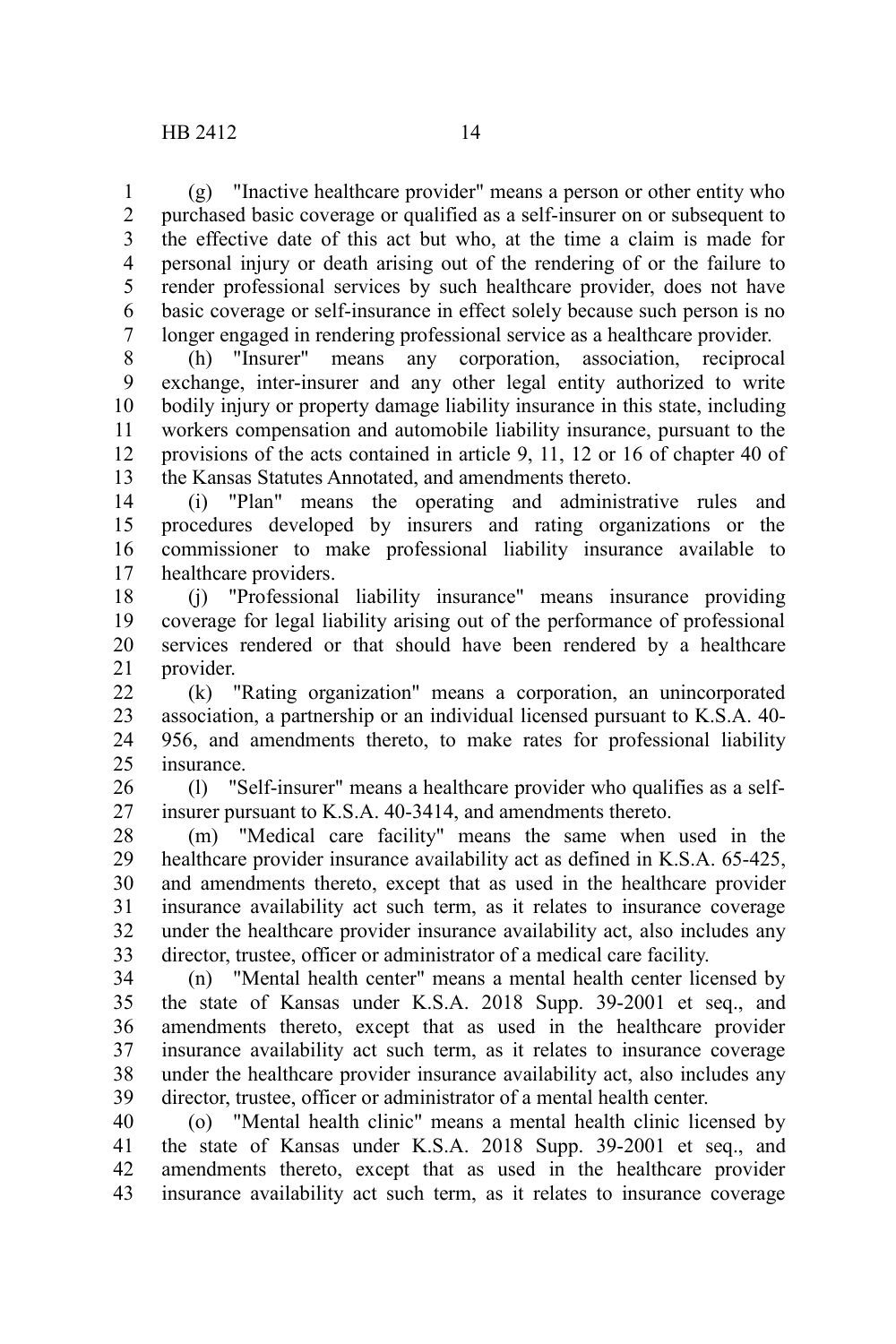(g) "Inactive healthcare provider" means a person or other entity who purchased basic coverage or qualified as a self-insurer on or subsequent to the effective date of this act but who, at the time a claim is made for personal injury or death arising out of the rendering of or the failure to render professional services by such healthcare provider, does not have basic coverage or self-insurance in effect solely because such person is no longer engaged in rendering professional service as a healthcare provider.

(h) "Insurer" means any corporation, association, reciprocal exchange, inter-insurer and any other legal entity authorized to write bodily injury or property damage liability insurance in this state, including workers compensation and automobile liability insurance, pursuant to the provisions of the acts contained in article 9, 11, 12 or 16 of chapter 40 of the Kansas Statutes Annotated, and amendments thereto.

(i) "Plan" means the operating and administrative rules and procedures developed by insurers and rating organizations or the commissioner to make professional liability insurance available to healthcare providers.

(j) "Professional liability insurance" means insurance providing coverage for legal liability arising out of the performance of professional services rendered or that should have been rendered by a healthcare provider.

(k) "Rating organization" means a corporation, an unincorporated association, a partnership or an individual licensed pursuant to K.S.A. 40-956, and amendments thereto, to make rates for professional liability insurance.

(l) "Self-insurer" means a healthcare provider who qualifies as a self-insurer pursuant to K.S.A. 40-3414, and amendments thereto.

(m) "Medical care facility" means the same when used in the healthcare provider insurance availability act as defined in K.S.A. 65-425, and amendments thereto, except that as used in the healthcare provider insurance availability act such term, as it relates to insurance coverage under the healthcare provider insurance availability act, also includes any director, trustee, officer or administrator of a medical care facility.

(n) "Mental health center" means a mental health center licensed by the state of Kansas under K.S.A. 2018 Supp. 39-2001 et seq., and amendments thereto, except that as used in the healthcare provider insurance availability act such term, as it relates to insurance coverage under the healthcare provider insurance availability act, also includes any director, trustee, officer or administrator of a mental health center.

(o) "Mental health clinic" means a mental health clinic licensed by the state of Kansas under K.S.A. 2018 Supp. 39-2001 et seq., and amendments thereto, except that as used in the healthcare provider insurance availability act such term, as it relates to insurance coverage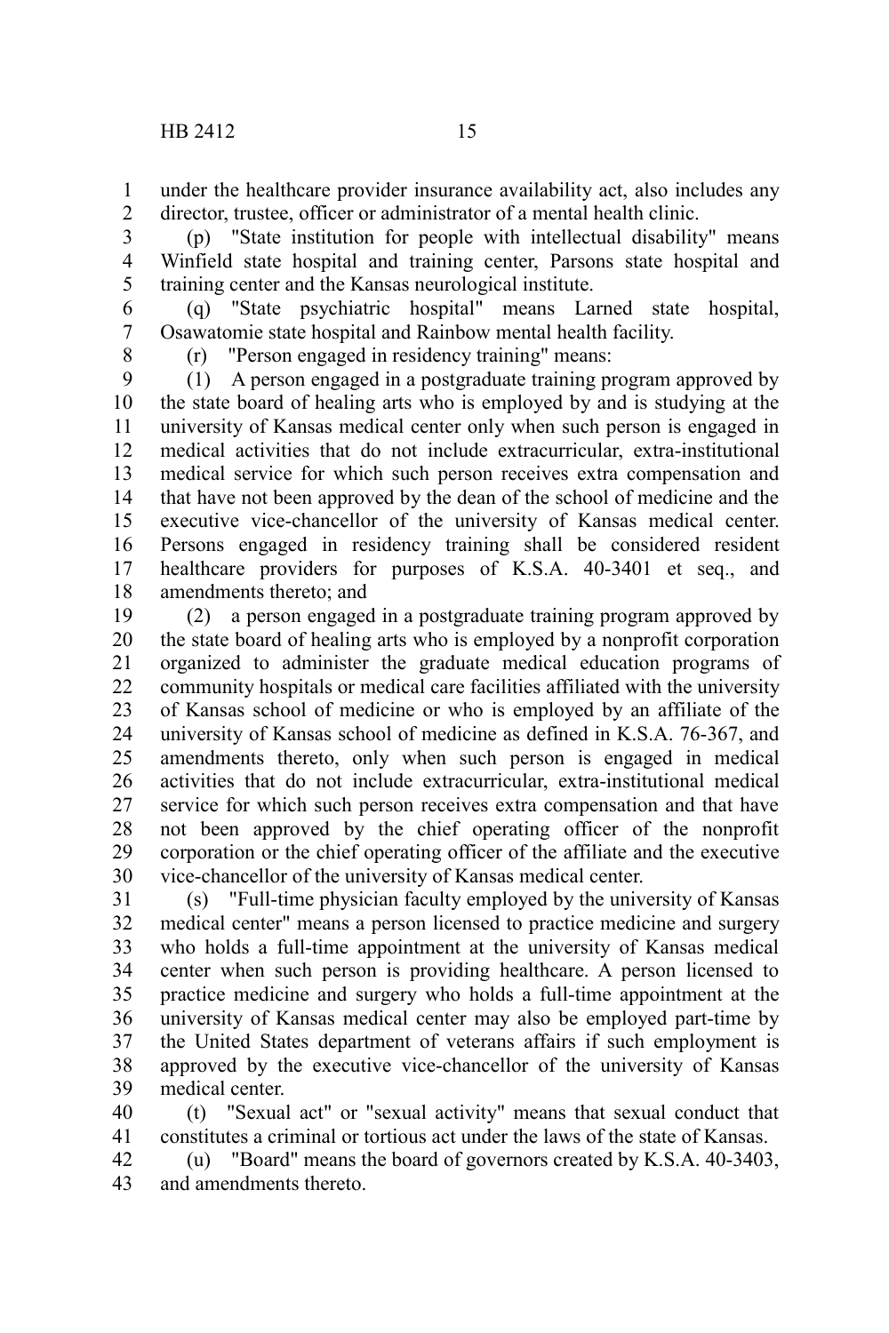under the healthcare provider insurance availability act, also includes any director, trustee, officer or administrator of a mental health clinic.

(p) "State institution for people with intellectual disability" means Winfield state hospital and training center, Parsons state hospital and training center and the Kansas neurological institute.

(q) "State psychiatric hospital" means Larned state hospital, Osawatomie state hospital and Rainbow mental health facility.

(r) "Person engaged in residency training" means:

(1) A person engaged in a postgraduate training program approved by the state board of healing arts who is employed by and is studying at the university of Kansas medical center only when such person is engaged in medical activities that do not include extracurricular, extra-institutional medical service for which such person receives extra compensation and that have not been approved by the dean of the school of medicine and the executive vice-chancellor of the university of Kansas medical center. Persons engaged in residency training shall be considered resident healthcare providers for purposes of K.S.A. 40-3401 et seq., and amendments thereto; and

(2) a person engaged in a postgraduate training program approved by the state board of healing arts who is employed by a nonprofit corporation organized to administer the graduate medical education programs of community hospitals or medical care facilities affiliated with the university of Kansas school of medicine or who is employed by an affiliate of the university of Kansas school of medicine as defined in K.S.A. 76-367, and amendments thereto, only when such person is engaged in medical activities that do not include extracurricular, extra-institutional medical service for which such person receives extra compensation and that have not been approved by the chief operating officer of the nonprofit corporation or the chief operating officer of the affiliate and the executive vice-chancellor of the university of Kansas medical center.

(s) "Full-time physician faculty employed by the university of Kansas medical center" means a person licensed to practice medicine and surgery who holds a full-time appointment at the university of Kansas medical center when such person is providing healthcare. A person licensed to practice medicine and surgery who holds a full-time appointment at the university of Kansas medical center may also be employed part-time by the United States department of veterans affairs if such employment is approved by the executive vice-chancellor of the university of Kansas medical center.

(t) "Sexual act" or "sexual activity" means that sexual conduct that constitutes a criminal or tortious act under the laws of the state of Kansas.

(u) "Board" means the board of governors created by K.S.A. 40-3403, and amendments thereto.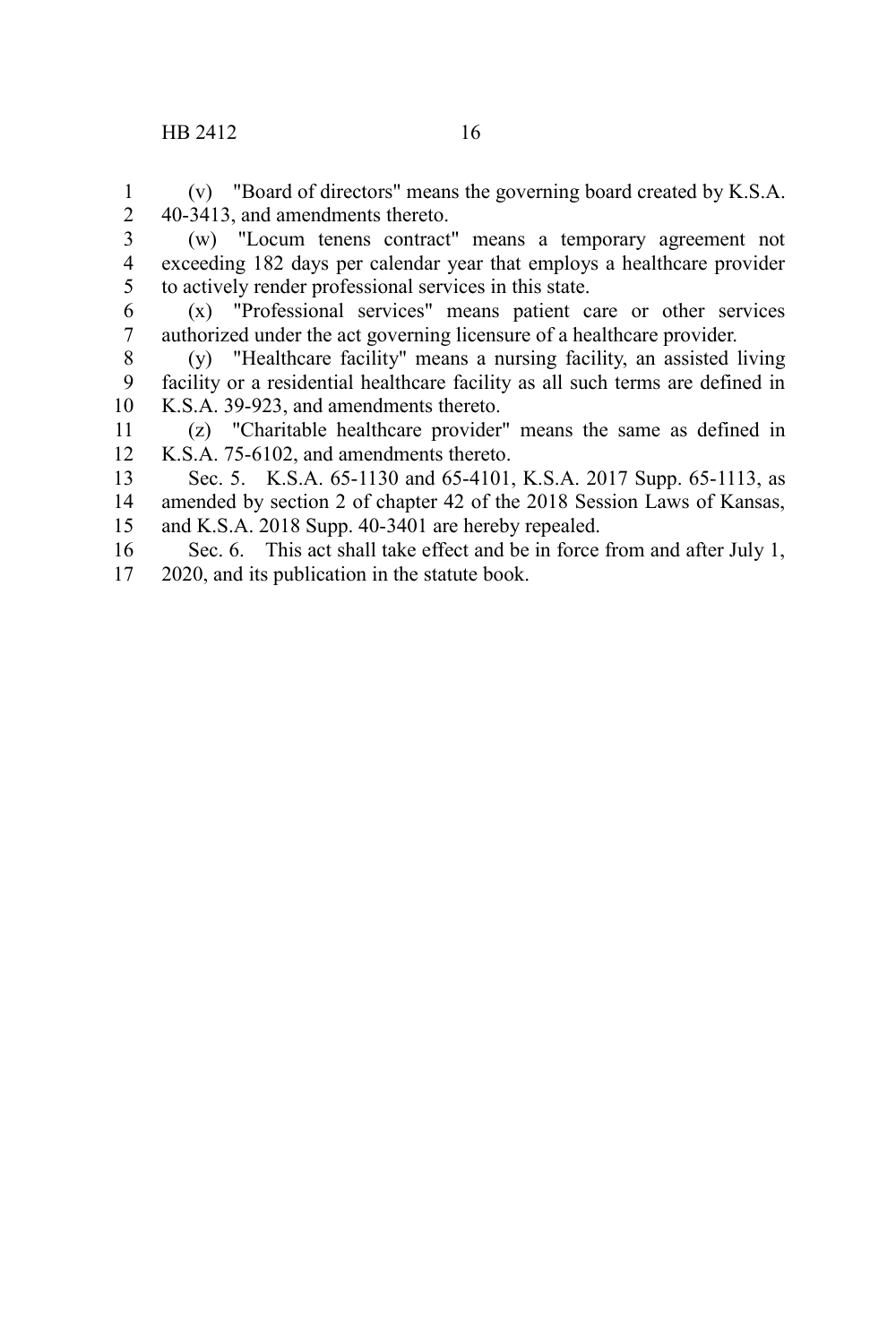(v) "Board of directors" means the governing board created by K.S.A. 40-3413, and amendments thereto.

(w) "Locum tenens contract" means a temporary agreement not exceeding 182 days per calendar year that employs a healthcare provider to actively render professional services in this state.

(x) "Professional services" means patient care or other services authorized under the act governing licensure of a healthcare provider.

(y) "Healthcare facility" means a nursing facility, an assisted living facility or a residential healthcare facility as all such terms are defined in K.S.A. 39-923, and amendments thereto.

(z) "Charitable healthcare provider" means the same as defined in K.S.A. 75-6102, and amendments thereto.

Sec. 5. K.S.A. 65-1130 and 65-4101, K.S.A. 2017 Supp. 65-1113, as amended by section 2 of chapter 42 of the 2018 Session Laws of Kansas, and K.S.A. 2018 Supp. 40-3401 are hereby repealed.

Sec. 6. This act shall take effect and be in force from and after July 1, 2020, and its publication in the statute book.